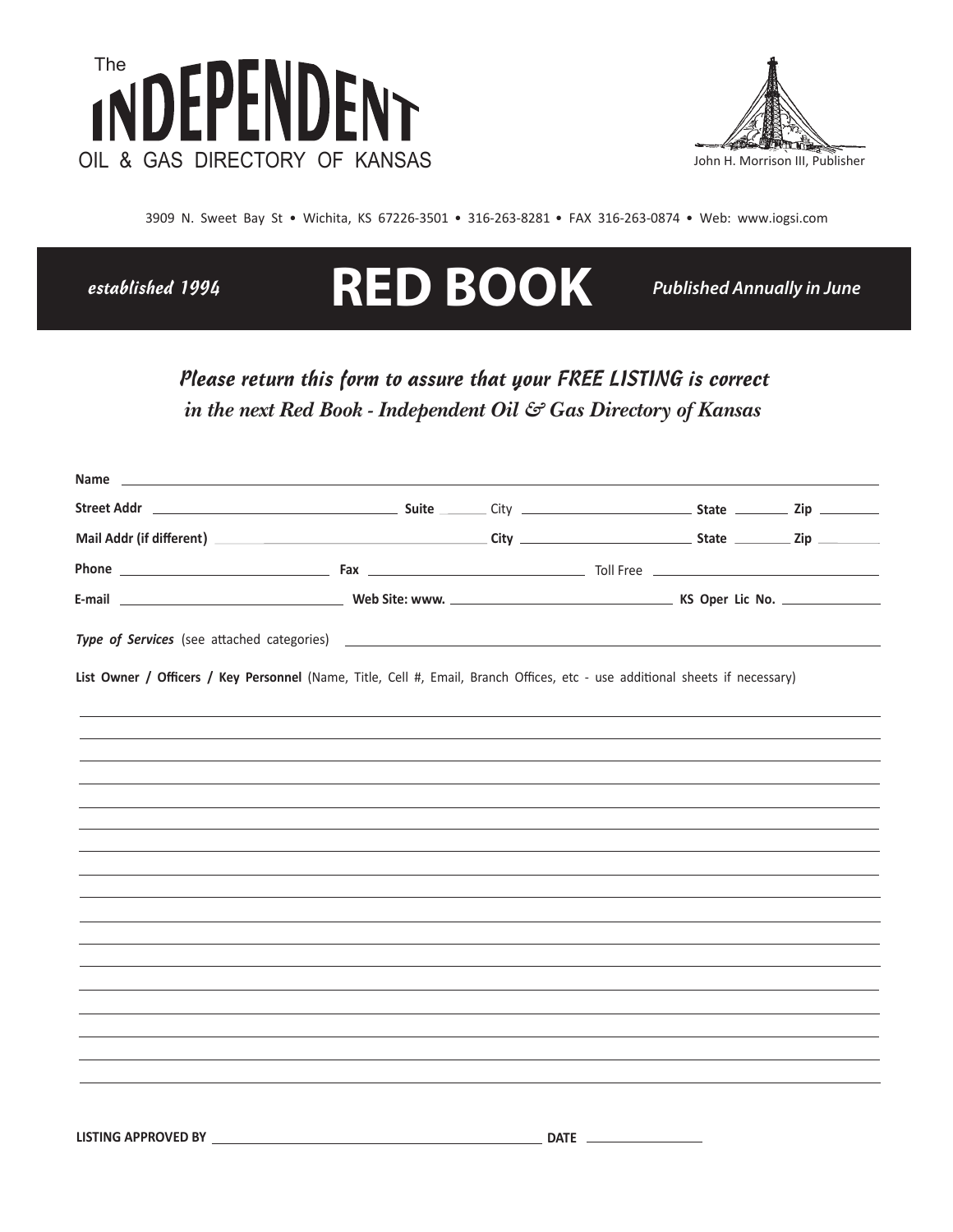The

# INDEPENDENT

OIL & GAS DIRECTORY OF KANSAS

John H. Morrison III, Publisher

3909 N. Sweet Bay St • Wichita, KS 67226-3501 • 316-263-8281 • FAX 316-263-0874 • Web: www.iogsi.com

*established 1994* **RED BOOK** *Published Annually in June*

*Please return this form to assure that your FREE LISTING is correct*
*in the next Red Book - Independent Oil & Gas Directory of Kansas*

**Name** ________________________________________________

**Street Addr** ____________________ **Suite** ______ City ____________________ **State** ________ **Zip** ________

**Mail Addr (if different)** ____________________ **City** ____________________ **State** ________ **Zip** ________

**Phone** ____________________ **Fax** ____________________ Toll Free ____________________

**E-mail** ____________________ **Web Site: www.** ____________________ **KS Oper Lic No.** ____________

***Type of Services*** (see attached categories) ________________________________________________

**List Owner / Officers / Key Personnel** (Name, Title, Cell #, Email, Branch Offices, etc - use additional sheets if necessary)

________________________________________________

________________________________________________

________________________________________________

________________________________________________

________________________________________________

________________________________________________

________________________________________________

________________________________________________

________________________________________________

________________________________________________

________________________________________________

________________________________________________

________________________________________________

________________________________________________

________________________________________________

________________________________________________

**LISTING APPROVED BY** ________________________________ **DATE** ____________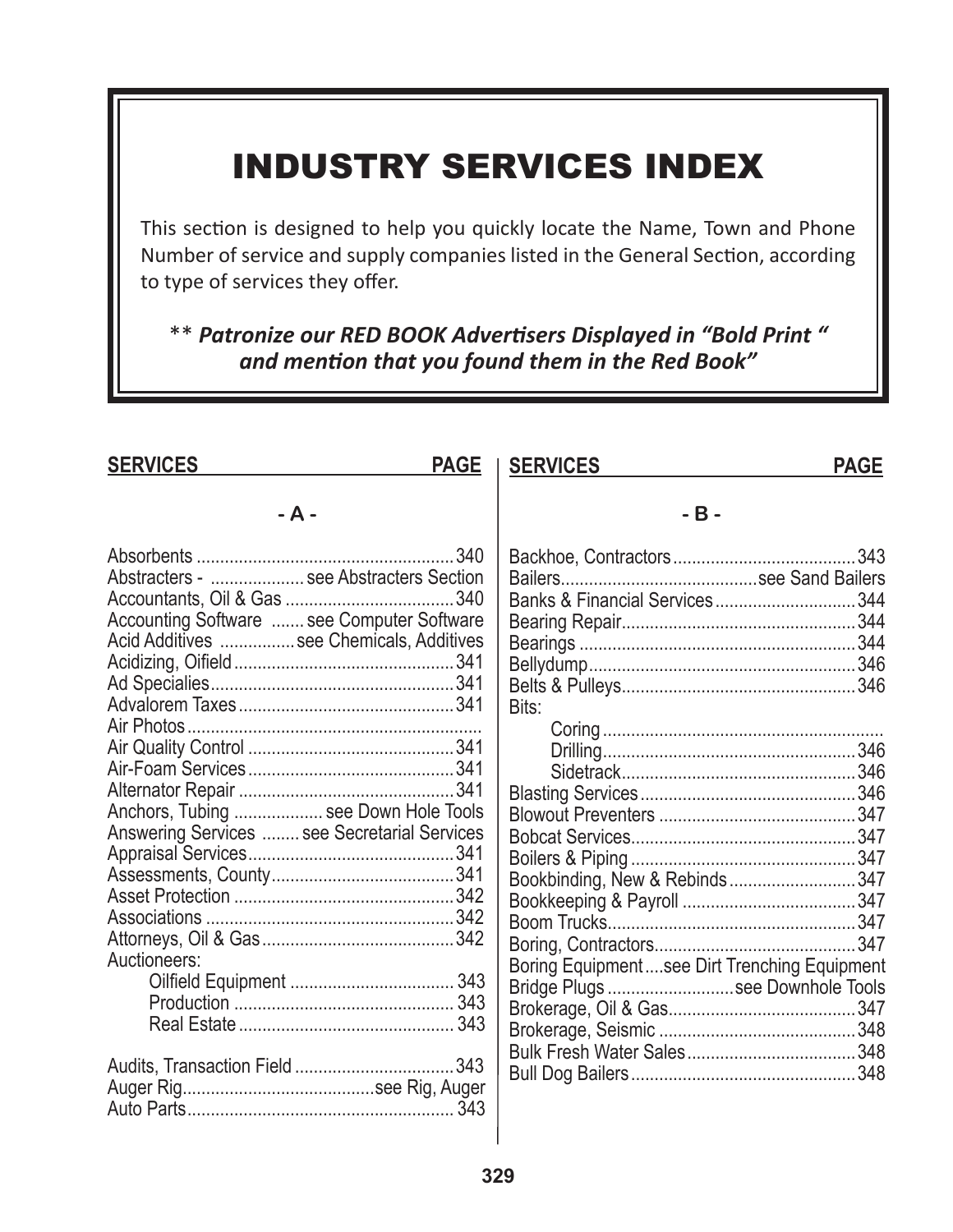# INDUSTRY SERVICES INDEX

This section is designed to help you quickly locate the Name, Town and Phone Number of service and supply companies listed in the General Section, according to type of services they offer.

** ***Patronize our RED BOOK Advertisers Displayed in "Bold Print " and mention that you found them in the Red Book"***

| SERVICES | PAGE |
|---|---|
| **- A -** | |
| Absorbents | 340 |
| Abstracters - | see Abstracters Section |
| Accountants, Oil & Gas | 340 |
| Accounting Software | see Computer Software |
| Acid Additives | see Chemicals, Additives |
| Acidizing, Oifield | 341 |
| Ad Specialies | 341 |
| Advalorem Taxes | 341 |
| Air Photos | |
| Air Quality Control | 341 |
| Air-Foam Services | 341 |
| Alternator Repair | 341 |
| Anchors, Tubing | see Down Hole Tools |
| Answering Services | see Secretarial Services |
| Appraisal Services | 341 |
| Assessments, County | 341 |
| Asset Protection | 342 |
| Associations | 342 |
| Attorneys, Oil & Gas | 342 |
| Auctioneers: | |
| Oilfield Equipment | 343 |
| Production | 343 |
| Real Estate | 343 |
| Audits, Transaction Field | 343 |
| Auger Rig | see Rig, Auger |
| Auto Parts | 343 |
| **- B -** | |
| Backhoe, Contractors | 343 |
| Bailers | see Sand Bailers |
| Banks & Financial Services | 344 |
| Bearing Repair | 344 |
| Bearings | 344 |
| Bellydump | 346 |
| Belts & Pulleys | 346 |
| Bits: | |
| Coring | |
| Drilling | 346 |
| Sidetrack | 346 |
| Blasting Services | 346 |
| Blowout Preventers | 347 |
| Bobcat Services | 347 |
| Boilers & Piping | 347 |
| Bookbinding, New & Rebinds | 347 |
| Bookkeeping & Payroll | 347 |
| Boom Trucks | 347 |
| Boring, Contractors | 347 |
| Boring Equipment | see Dirt Trenching Equipment |
| Bridge Plugs | see Downhole Tools |
| Brokerage, Oil & Gas | 347 |
| Brokerage, Seismic | 348 |
| Bulk Fresh Water Sales | 348 |
| Bull Dog Bailers | 348 |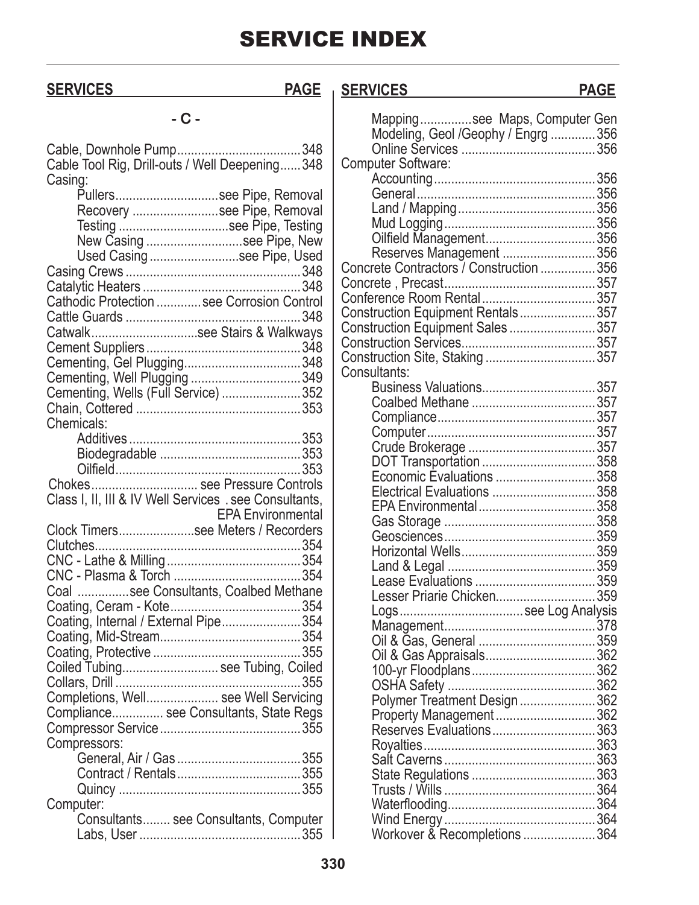# SERVICE INDEX

| SERVICES | PAGE |
|---|---|
| **- C -** | |
| Cable, Downhole Pump | 348 |
| Cable Tool Rig, Drill-outs / Well Deepening | 348 |
| Casing: | |
| Pullers | see Pipe, Removal |
| Recovery | see Pipe, Removal |
| Testing | see Pipe, Testing |
| New Casing | see Pipe, New |
| Used Casing | see Pipe, Used |
| Casing Crews | 348 |
| Catalytic Heaters | 348 |
| Cathodic Protection | see Corrosion Control |
| Cattle Guards | 348 |
| Catwalk | see Stairs & Walkways |
| Cement Suppliers | 348 |
| Cementing, Gel Plugging | 348 |
| Cementing, Well Plugging | 349 |
| Cementing, Wells (Full Service) | 352 |
| Chain, Cottered | 353 |
| Chemicals: | |
| Additives | 353 |
| Biodegradable | 353 |
| Oilfield | 353 |
| Chokes | see Pressure Controls |
| Class I, II, III & IV Well Services | see Consultants, EPA Environmental |
| Clock Timers | see Meters / Recorders |
| Clutches | 354 |
| CNC - Lathe & Milling | 354 |
| CNC - Plasma & Torch | 354 |
| Coal | see Consultants, Coalbed Methane |
| Coating, Ceram - Kote | 354 |
| Coating, Internal / External Pipe | 354 |
| Coating, Mid-Stream | 354 |
| Coating, Protective | 355 |
| Coiled Tubing | see Tubing, Coiled |
| Collars, Drill | 355 |
| Completions, Well | see Well Servicing |
| Compliance | see Consultants, State Regs |
| Compressor Service | 355 |
| Compressors: | |
| General, Air / Gas | 355 |
| Contract / Rentals | 355 |
| Quincy | 355 |
| Computer: | |
| Consultants | see Consultants, Computer |
| Labs, User | 355 |
| Mapping | see Maps, Computer Gen |
| Modeling, Geol /Geophy / Engrg | 356 |
| Online Services | 356 |
| Computer Software: | |
| Accounting | 356 |
| General | 356 |
| Land / Mapping | 356 |
| Mud Logging | 356 |
| Oilfield Management | 356 |
| Reserves Management | 356 |
| Concrete Contractors / Construction | 356 |
| Concrete , Precast | 357 |
| Conference Room Rental | 357 |
| Construction Equipment Rentals | 357 |
| Construction Equipment Sales | 357 |
| Construction Services | 357 |
| Construction Site, Staking | 357 |
| Consultants: | |
| Business Valuations | 357 |
| Coalbed Methane | 357 |
| Compliance | 357 |
| Computer | 357 |
| Crude Brokerage | 357 |
| DOT Transportation | 358 |
| Economic Evaluations | 358 |
| Electrical Evaluations | 358 |
| EPA Environmental | 358 |
| Gas Storage | 358 |
| Geosciences | 359 |
| Horizontal Wells | 359 |
| Land & Legal | 359 |
| Lease Evaluations | 359 |
| Lesser Priarie Chicken | 359 |
| Logs | see Log Analysis |
| Management | 378 |
| Oil & Gas, General | 359 |
| Oil & Gas Appraisals | 362 |
| 100-yr Floodplans | 362 |
| OSHA Safety | 362 |
| Polymer Treatment Design | 362 |
| Property Management | 362 |
| Reserves Evaluations | 363 |
| Royalties | 363 |
| Salt Caverns | 363 |
| State Regulations | 363 |
| Trusts / Wills | 364 |
| Waterflooding | 364 |
| Wind Energy | 364 |
| Workover & Recompletions | 364 |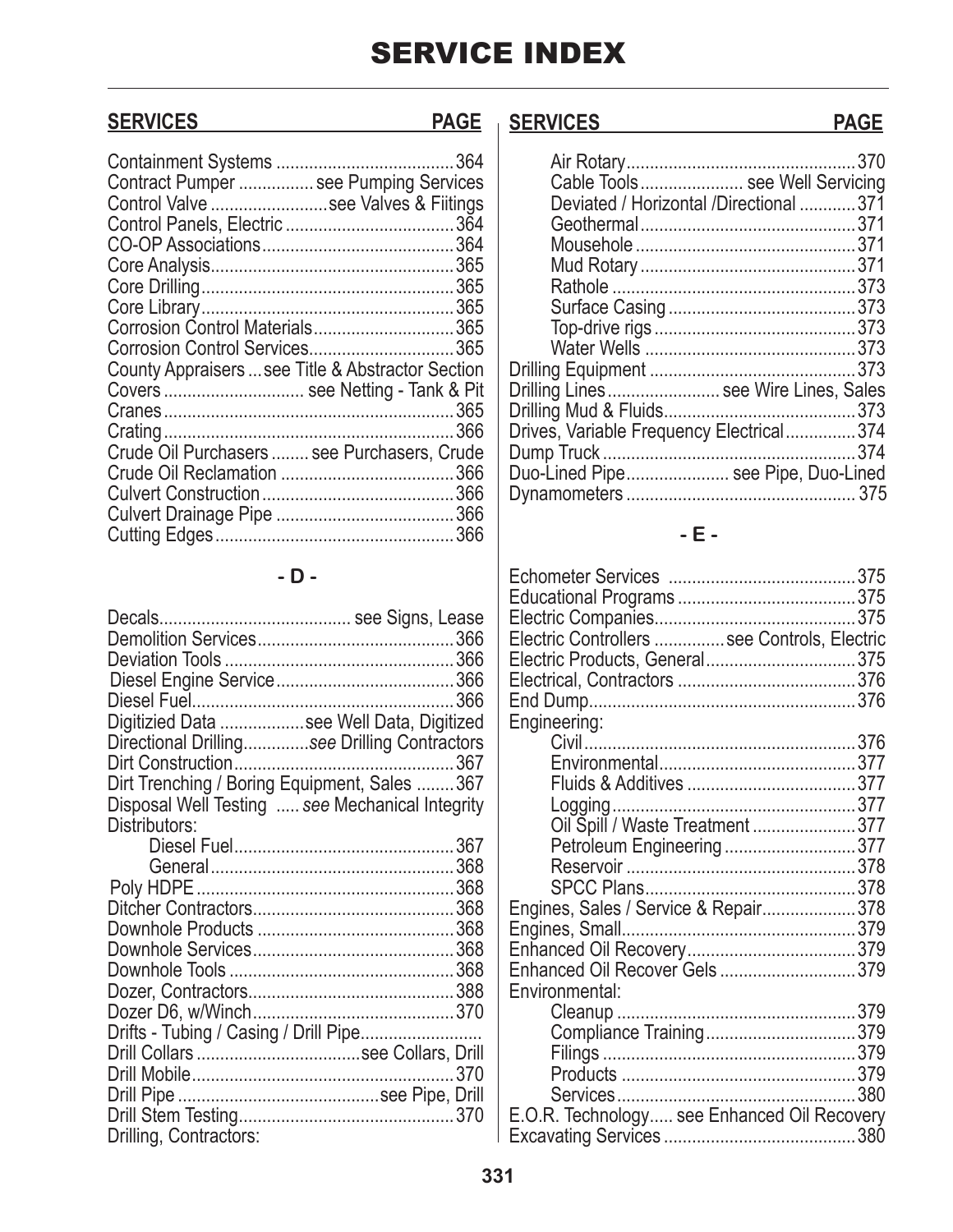# SERVICE INDEX

| SERVICES | PAGE |
|---|---|
| Containment Systems | 364 |
| Contract Pumper | see Pumping Services |
| Control Valve | see Valves & Fiitings |
| Control Panels, Electric | 364 |
| CO-OP Associations | 364 |
| Core Analysis | 365 |
| Core Drilling | 365 |
| Core Library | 365 |
| Corrosion Control Materials | 365 |
| Corrosion Control Services | 365 |
| County Appraisers | see Title & Abstractor Section |
| Covers | see Netting - Tank & Pit |
| Cranes | 365 |
| Crating | 366 |
| Crude Oil Purchasers | see Purchasers, Crude |
| Crude Oil Reclamation | 366 |
| Culvert Construction | 366 |
| Culvert Drainage Pipe | 366 |
| Cutting Edges | 366 |

## - D -

| SERVICES | PAGE |
|---|---|
| Decals | see Signs, Lease |
| Demolition Services | 366 |
| Deviation Tools | 366 |
| Diesel Engine Service | 366 |
| Diesel Fuel | 366 |
| Digitizied Data | see Well Data, Digitized |
| Directional Drilling | *see* Drilling Contractors |
| Dirt Construction | 367 |
| Dirt Trenching / Boring Equipment, Sales | 367 |
| Disposal Well Testing | *see* Mechanical Integrity |
| Distributors: | |
| &nbsp;&nbsp;&nbsp;&nbsp;Diesel Fuel | 367 |
| &nbsp;&nbsp;&nbsp;&nbsp;General | 368 |
| Poly HDPE | 368 |
| Ditcher Contractors | 368 |
| Downhole Products | 368 |
| Downhole Services | 368 |
| Downhole Tools | 368 |
| Dozer, Contractors | 388 |
| Dozer D6, w/Winch | 370 |
| Drifts - Tubing / Casing / Drill Pipe | |
| Drill Collars | see Collars, Drill |
| Drill Mobile | 370 |
| Drill Pipe | see Pipe, Drill |
| Drill Stem Testing | 370 |
| Drilling, Contractors: | |
| &nbsp;&nbsp;&nbsp;&nbsp;Air Rotary | 370 |
| &nbsp;&nbsp;&nbsp;&nbsp;Cable Tools | see Well Servicing |
| &nbsp;&nbsp;&nbsp;&nbsp;Deviated / Horizontal /Directional | 371 |
| &nbsp;&nbsp;&nbsp;&nbsp;Geothermal | 371 |
| &nbsp;&nbsp;&nbsp;&nbsp;Mousehole | 371 |
| &nbsp;&nbsp;&nbsp;&nbsp;Mud Rotary | 371 |
| &nbsp;&nbsp;&nbsp;&nbsp;Rathole | 373 |
| &nbsp;&nbsp;&nbsp;&nbsp;Surface Casing | 373 |
| &nbsp;&nbsp;&nbsp;&nbsp;Top-drive rigs | 373 |
| &nbsp;&nbsp;&nbsp;&nbsp;Water Wells | 373 |
| Drilling Equipment | 373 |
| Drilling Lines | see Wire Lines, Sales |
| Drilling Mud & Fluids | 373 |
| Drives, Variable Frequency Electrical | 374 |
| Dump Truck | 374 |
| Duo-Lined Pipe | see Pipe, Duo-Lined |
| Dynamometers | 375 |

## - E -

| SERVICES | PAGE |
|---|---|
| Echometer Services | 375 |
| Educational Programs | 375 |
| Electric Companies | 375 |
| Electric Controllers | see Controls, Electric |
| Electric Products, General | 375 |
| Electrical, Contractors | 376 |
| End Dump | 376 |
| Engineering: | |
| &nbsp;&nbsp;&nbsp;&nbsp;Civil | 376 |
| &nbsp;&nbsp;&nbsp;&nbsp;Environmental | 377 |
| &nbsp;&nbsp;&nbsp;&nbsp;Fluids & Additives | 377 |
| &nbsp;&nbsp;&nbsp;&nbsp;Logging | 377 |
| &nbsp;&nbsp;&nbsp;&nbsp;Oil Spill / Waste Treatment | 377 |
| &nbsp;&nbsp;&nbsp;&nbsp;Petroleum Engineering | 377 |
| &nbsp;&nbsp;&nbsp;&nbsp;Reservoir | 378 |
| &nbsp;&nbsp;&nbsp;&nbsp;SPCC Plans | 378 |
| Engines, Sales / Service & Repair | 378 |
| Engines, Small | 379 |
| Enhanced Oil Recovery | 379 |
| Enhanced Oil Recover Gels | 379 |
| Environmental: | |
| &nbsp;&nbsp;&nbsp;&nbsp;Cleanup | 379 |
| &nbsp;&nbsp;&nbsp;&nbsp;Compliance Training | 379 |
| &nbsp;&nbsp;&nbsp;&nbsp;Filings | 379 |
| &nbsp;&nbsp;&nbsp;&nbsp;Products | 379 |
| &nbsp;&nbsp;&nbsp;&nbsp;Services | 380 |
| E.O.R. Technology | see Enhanced Oil Recovery |
| Excavating Services | 380 |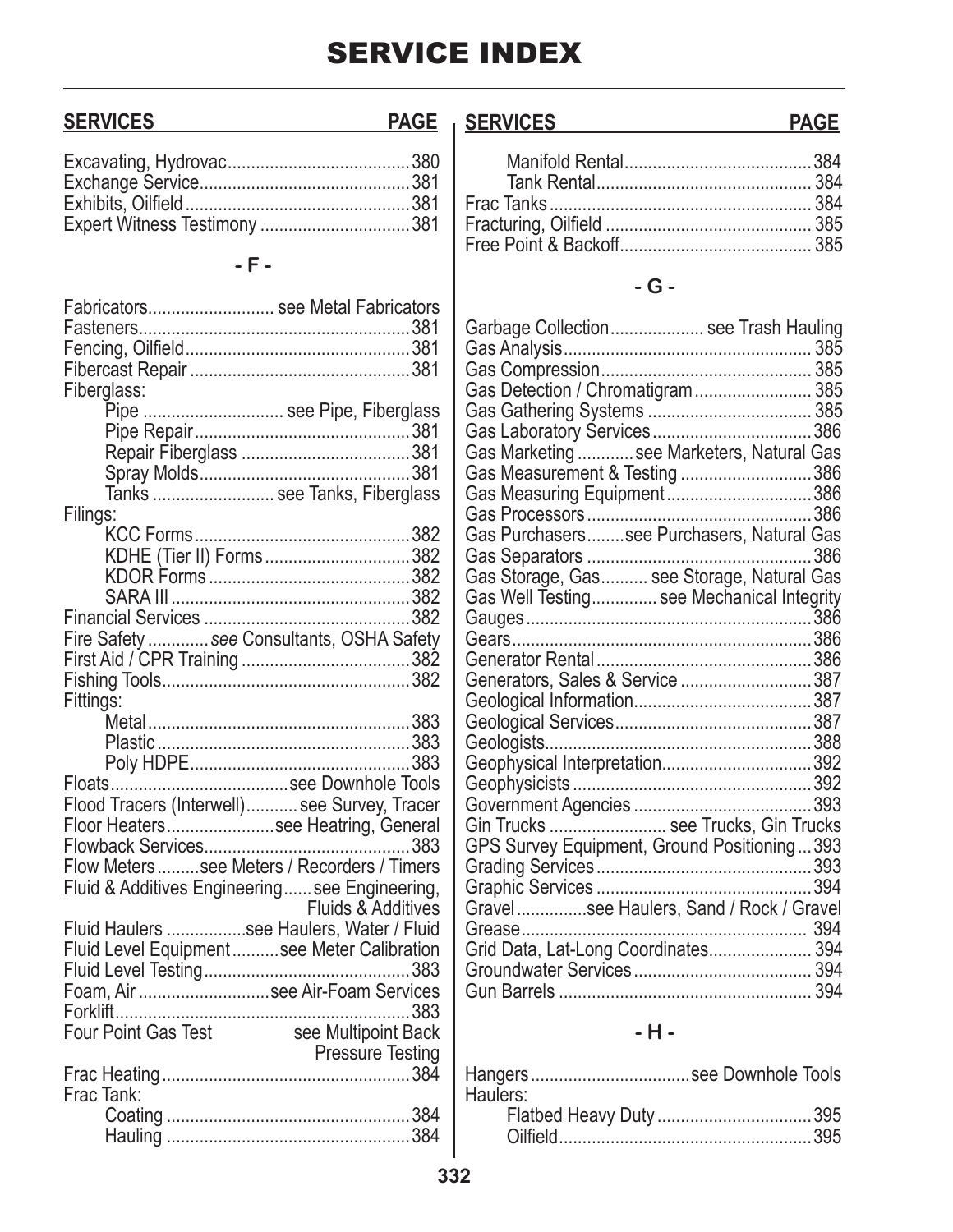# SERVICE INDEX

| SERVICES | PAGE |
|---|---|
| Excavating, Hydrovac | 380 |
| Exchange Service | 381 |
| Exhibits, Oilfield | 381 |
| Expert Witness Testimony | 381 |

### - F -

| SERVICES | PAGE |
|---|---|
| Fabricators | see Metal Fabricators |
| Fasteners | 381 |
| Fencing, Oilfield | 381 |
| Fibercast Repair | 381 |
| Fiberglass: | |
| Pipe | see Pipe, Fiberglass |
| Pipe Repair | 381 |
| Repair Fiberglass | 381 |
| Spray Molds | 381 |
| Tanks | see Tanks, Fiberglass |
| Filings: | |
| KCC Forms | 382 |
| KDHE (Tier II) Forms | 382 |
| KDOR Forms | 382 |
| SARA III | 382 |
| Financial Services | 382 |
| Fire Safety | *see* Consultants, OSHA Safety |
| First Aid / CPR Training | 382 |
| Fishing Tools | 382 |
| Fittings: | |
| Metal | 383 |
| Plastic | 383 |
| Poly HDPE | 383 |
| Floats | see Downhole Tools |
| Flood Tracers (Interwell) | see Survey, Tracer |
| Floor Heaters | see Heatring, General |
| Flowback Services | 383 |
| Flow Meters | see Meters / Recorders / Timers |
| Fluid & Additives Engineering | see Engineering, Fluids & Additives |
| Fluid Haulers | see Haulers, Water / Fluid |
| Fluid Level Equipment | see Meter Calibration |
| Fluid Level Testing | 383 |
| Foam, Air | see Air-Foam Services |
| Forklift | 383 |
| Four Point Gas Test | see Multipoint Back Pressure Testing |
| Frac Heating | 384 |
| Frac Tank: | |
| Coating | 384 |
| Hauling | 384 |
| Manifold Rental | 384 |
| Tank Rental | 384 |
| Frac Tanks | 384 |
| Fracturing, Oilfield | 385 |
| Free Point & Backoff | 385 |

### - G -

| SERVICES | PAGE |
|---|---|
| Garbage Collection | see Trash Hauling |
| Gas Analysis | 385 |
| Gas Compression | 385 |
| Gas Detection / Chromatigram | 385 |
| Gas Gathering Systems | 385 |
| Gas Laboratory Services | 386 |
| Gas Marketing | see Marketers, Natural Gas |
| Gas Measurement & Testing | 386 |
| Gas Measuring Equipment | 386 |
| Gas Processors | 386 |
| Gas Purchasers | see Purchasers, Natural Gas |
| Gas Separators | 386 |
| Gas Storage, Gas | see Storage, Natural Gas |
| Gas Well Testing | see Mechanical Integrity |
| Gauges | 386 |
| Gears | 386 |
| Generator Rental | 386 |
| Generators, Sales & Service | 387 |
| Geological Information | 387 |
| Geological Services | 387 |
| Geologists | 388 |
| Geophysical Interpretation | 392 |
| Geophysicists | 392 |
| Government Agencies | 393 |
| Gin Trucks | see Trucks, Gin Trucks |
| GPS Survey Equipment, Ground Positioning | 393 |
| Grading Services | 393 |
| Graphic Services | 394 |
| Gravel | see Haulers, Sand / Rock / Gravel |
| Grease | 394 |
| Grid Data, Lat-Long Coordinates | 394 |
| Groundwater Services | 394 |
| Gun Barrels | 394 |

### - H -

| SERVICES | PAGE |
|---|---|
| Hangers | see Downhole Tools |
| Haulers: | |
| Flatbed Heavy Duty | 395 |
| Oilfield | 395 |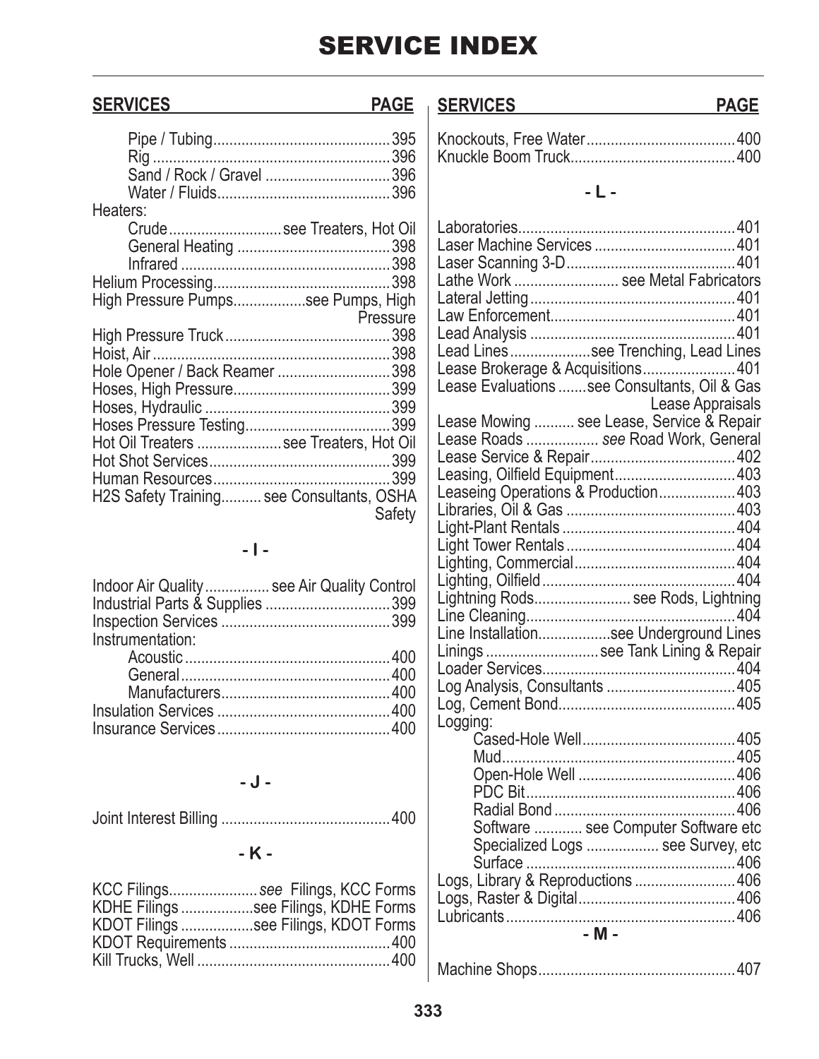# SERVICE INDEX

| SERVICES | PAGE |
|---|---|
| Pipe / Tubing | 395 |
| Rig | 396 |
| Sand / Rock / Gravel | 396 |
| Water / Fluids | 396 |
| Heaters: | |
| Crude | see Treaters, Hot Oil |
| General Heating | 398 |
| Infrared | 398 |
| Helium Processing | 398 |
| High Pressure Pumps | see Pumps, High Pressure |
| High Pressure Truck | 398 |
| Hoist, Air | 398 |
| Hole Opener / Back Reamer | 398 |
| Hoses, High Pressure | 399 |
| Hoses, Hydraulic | 399 |
| Hoses Pressure Testing | 399 |
| Hot Oil Treaters | see Treaters, Hot Oil |
| Hot Shot Services | 399 |
| Human Resources | 399 |
| H2S Safety Training | see Consultants, OSHA Safety |

**- I -**

| SERVICES | PAGE |
|---|---|
| Indoor Air Quality | see Air Quality Control |
| Industrial Parts & Supplies | 399 |
| Inspection Services | 399 |
| Instrumentation: | |
| Acoustic | 400 |
| General | 400 |
| Manufacturers | 400 |
| Insulation Services | 400 |
| Insurance Services | 400 |

**- J -**

| SERVICES | PAGE |
|---|---|
| Joint Interest Billing | 400 |

**- K -**

| SERVICES | PAGE |
|---|---|
| KCC Filings | *see* Filings, KCC Forms |
| KDHE Filings | see Filings, KDHE Forms |
| KDOT Filings | see Filings, KDOT Forms |
| KDOT Requirements | 400 |
| Kill Trucks, Well | 400 |
| Knockouts, Free Water | 400 |
| Knuckle Boom Truck | 400 |

**- L -**

| SERVICES | PAGE |
|---|---|
| Laboratories | 401 |
| Laser Machine Services | 401 |
| Laser Scanning 3-D | 401 |
| Lathe Work | see Metal Fabricators |
| Lateral Jetting | 401 |
| Law Enforcement | 401 |
| Lead Analysis | 401 |
| Lead Lines | see Trenching, Lead Lines |
| Lease Brokerage & Acquisitions | 401 |
| Lease Evaluations | see Consultants, Oil & Gas Lease Appraisals |
| Lease Mowing | see Lease, Service & Repair |
| Lease Roads | *see* Road Work, General |
| Lease Service & Repair | 402 |
| Leasing, Oilfield Equipment | 403 |
| Leaseing Operations & Production | 403 |
| Libraries, Oil & Gas | 403 |
| Light-Plant Rentals | 404 |
| Light Tower Rentals | 404 |
| Lighting, Commercial | 404 |
| Lighting, Oilfield | 404 |
| Lightning Rods | see Rods, Lightning |
| Line Cleaning | 404 |
| Line Installation | see Underground Lines |
| Linings | see Tank Lining & Repair |
| Loader Services | 404 |
| Log Analysis, Consultants | 405 |
| Log, Cement Bond | 405 |
| Logging: | |
| Cased-Hole Well | 405 |
| Mud | 405 |
| Open-Hole Well | 406 |
| PDC Bit | 406 |
| Radial Bond | 406 |
| Software | see Computer Software etc |
| Specialized Logs | see Survey, etc |
| Surface | 406 |
| Logs, Library & Reproductions | 406 |
| Logs, Raster & Digital | 406 |
| Lubricants | 406 |

**- M -**

| SERVICES | PAGE |
|---|---|
| Machine Shops | 407 |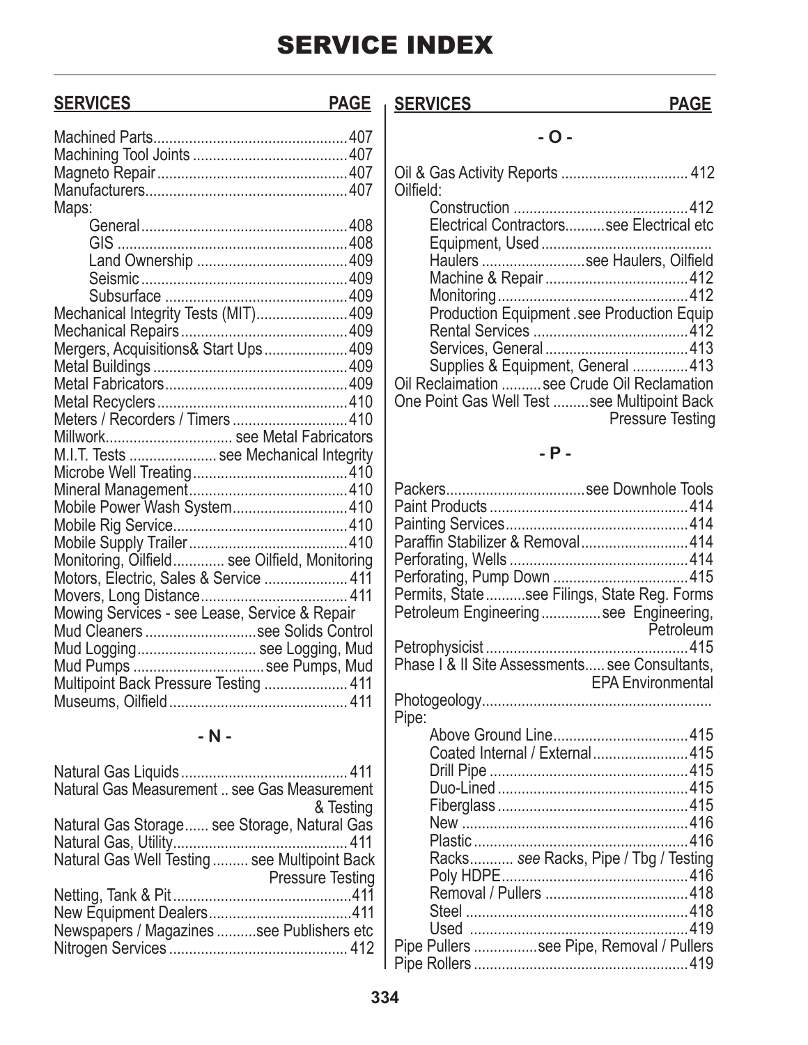# SERVICE INDEX

| SERVICES | PAGE |
|---|---|
| Machined Parts | 407 |
| Machining Tool Joints | 407 |
| Magneto Repair | 407 |
| Manufacturers | 407 |
| Maps: | |
| General | 408 |
| GIS | 408 |
| Land Ownership | 409 |
| Seismic | 409 |
| Subsurface | 409 |
| Mechanical Integrity Tests (MIT) | 409 |
| Mechanical Repairs | 409 |
| Mergers, Acquisitions& Start Ups | 409 |
| Metal Buildings | 409 |
| Metal Fabricators | 409 |
| Metal Recyclers | 410 |
| Meters / Recorders / Timers | 410 |
| Millwork | see Metal Fabricators |
| M.I.T. Tests | see Mechanical Integrity |
| Microbe Well Treating | 410 |
| Mineral Management | 410 |
| Mobile Power Wash System | 410 |
| Mobile Rig Service | 410 |
| Mobile Supply Trailer | 410 |
| Monitoring, Oilfield | see Oilfield, Monitoring |
| Motors, Electric, Sales & Service | 411 |
| Movers, Long Distance | 411 |
| Mowing Services - see Lease, Service & Repair | |
| Mud Cleaners | see Solids Control |
| Mud Logging | see Logging, Mud |
| Mud Pumps | see Pumps, Mud |
| Multipoint Back Pressure Testing | 411 |
| Museums, Oilfield | 411 |

## - N -

| SERVICES | PAGE |
|---|---|
| Natural Gas Liquids | 411 |
| Natural Gas Measurement | see Gas Measurement & Testing |
| Natural Gas Storage | see Storage, Natural Gas |
| Natural Gas, Utility | 411 |
| Natural Gas Well Testing | see Multipoint Back Pressure Testing |
| Netting, Tank & Pit | 411 |
| New Equipment Dealers | 411 |
| Newspapers / Magazines | see Publishers etc |
| Nitrogen Services | 412 |

## - O -

| SERVICES | PAGE |
|---|---|
| Oil & Gas Activity Reports | 412 |
| Oilfield: | |
| Construction | 412 |
| Electrical Contractors | see Electrical etc |
| Equipment, Used | |
| Haulers | see Haulers, Oilfield |
| Machine & Repair | 412 |
| Monitoring | 412 |
| Production Equipment | see Production Equip |
| Rental Services | 412 |
| Services, General | 413 |
| Supplies & Equipment, General | 413 |
| Oil Reclaimation | see Crude Oil Reclamation |
| One Point Gas Well Test | see Multipoint Back Pressure Testing |

## - P -

| SERVICES | PAGE |
|---|---|
| Packers | see Downhole Tools |
| Paint Products | 414 |
| Painting Services | 414 |
| Paraffin Stabilizer & Removal | 414 |
| Perforating, Wells | 414 |
| Perforating, Pump Down | 415 |
| Permits, State | see Filings, State Reg. Forms |
| Petroleum Engineering | see Engineering, Petroleum |
| Petrophysicist | 415 |
| Phase I & II Site Assessments | see Consultants, EPA Environmental |
| Photogeology | |
| Pipe: | |
| Above Ground Line | 415 |
| Coated Internal / External | 415 |
| Drill Pipe | 415 |
| Duo-Lined | 415 |
| Fiberglass | 415 |
| New | 416 |
| Plastic | 416 |
| Racks | *see* Racks, Pipe / Tbg / Testing |
| Poly HDPE | 416 |
| Removal / Pullers | 418 |
| Steel | 418 |
| Used | 419 |
| Pipe Pullers | see Pipe, Removal / Pullers |
| Pipe Rollers | 419 |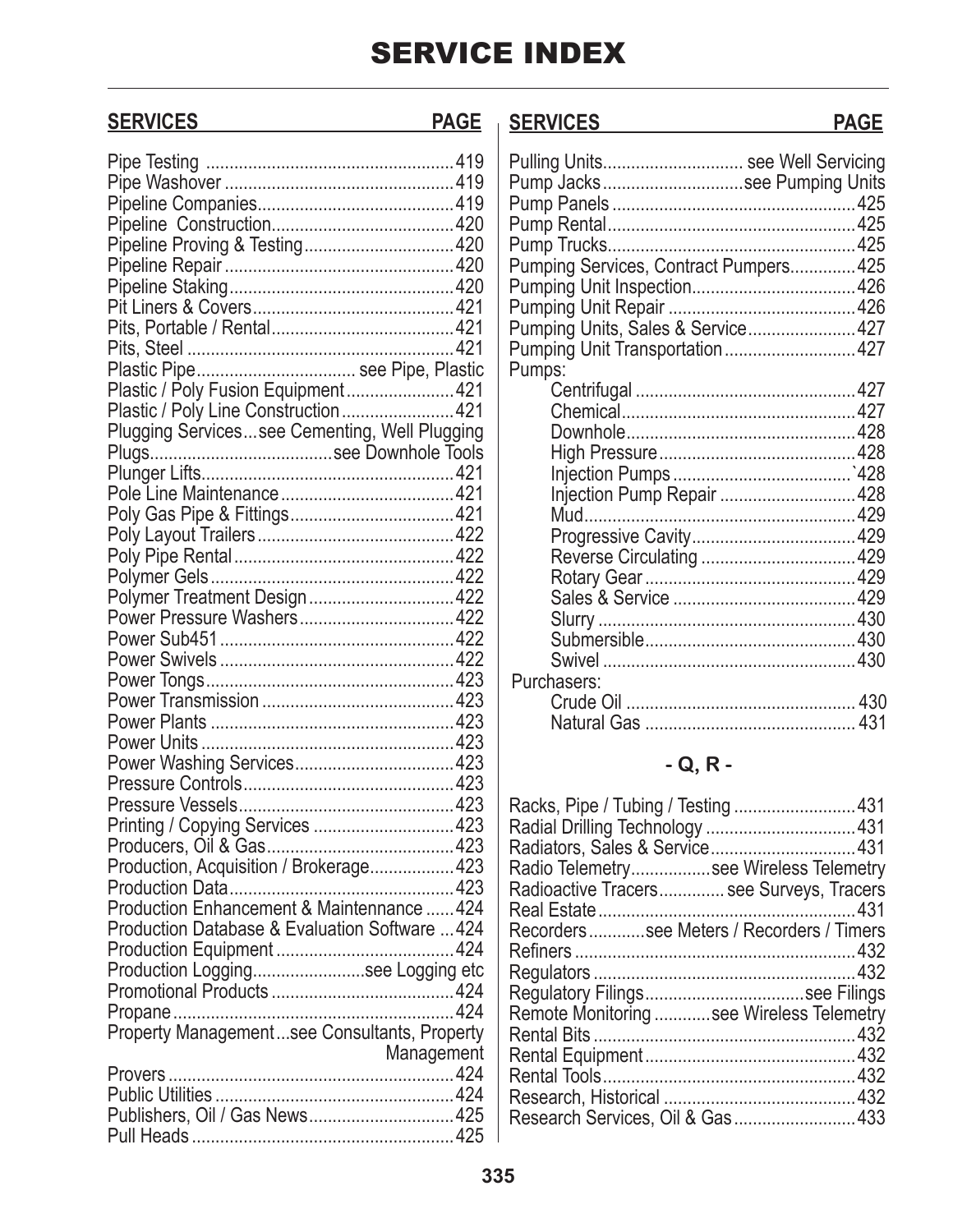# SERVICE INDEX

| SERVICES | PAGE |
| --- | --- |
| Pipe Testing | 419 |
| Pipe Washover | 419 |
| Pipeline Companies | 419 |
| Pipeline Construction | 420 |
| Pipeline Proving & Testing | 420 |
| Pipeline Repair | 420 |
| Pipeline Staking | 420 |
| Pit Liners & Covers | 421 |
| Pits, Portable / Rental | 421 |
| Pits, Steel | 421 |
| Plastic Pipe | see Pipe, Plastic |
| Plastic / Poly Fusion Equipment | 421 |
| Plastic / Poly Line Construction | 421 |
| Plugging Services | see Cementing, Well Plugging |
| Plugs | see Downhole Tools |
| Plunger Lifts | 421 |
| Pole Line Maintenance | 421 |
| Poly Gas Pipe & Fittings | 421 |
| Poly Layout Trailers | 422 |
| Poly Pipe Rental | 422 |
| Polymer Gels | 422 |
| Polymer Treatment Design | 422 |
| Power Pressure Washers | 422 |
| Power Sub451 | 422 |
| Power Swivels | 422 |
| Power Tongs | 423 |
| Power Transmission | 423 |
| Power Plants | 423 |
| Power Units | 423 |
| Power Washing Services | 423 |
| Pressure Controls | 423 |
| Pressure Vessels | 423 |
| Printing / Copying Services | 423 |
| Producers, Oil & Gas | 423 |
| Production, Acquisition / Brokerage | 423 |
| Production Data | 423 |
| Production Enhancement & Maintennance | 424 |
| Production Database & Evaluation Software | 424 |
| Production Equipment | 424 |
| Production Logging | see Logging etc |
| Promotional Products | 424 |
| Propane | 424 |
| Property Management | see Consultants, Property Management |
| Provers | 424 |
| Public Utilities | 424 |
| Publishers, Oil / Gas News | 425 |
| Pull Heads | 425 |

| SERVICES | PAGE |
| --- | --- |
| Pulling Units | see Well Servicing |
| Pump Jacks | see Pumping Units |
| Pump Panels | 425 |
| Pump Rental | 425 |
| Pump Trucks | 425 |
| Pumping Services, Contract Pumpers | 425 |
| Pumping Unit Inspection | 426 |
| Pumping Unit Repair | 426 |
| Pumping Units, Sales & Service | 427 |
| Pumping Unit Transportation | 427 |
| Pumps: | |
| Centrifugal | 427 |
| Chemical | 427 |
| Downhole | 428 |
| High Pressure | 428 |
| Injection Pumps | `428 |
| Injection Pump Repair | 428 |
| Mud | 429 |
| Progressive Cavity | 429 |
| Reverse Circulating | 429 |
| Rotary Gear | 429 |
| Sales & Service | 429 |
| Slurry | 430 |
| Submersible | 430 |
| Swivel | 430 |
| Purchasers: | |
| Crude Oil | 430 |
| Natural Gas | 431 |

### - Q, R -

| SERVICES | PAGE |
| --- | --- |
| Racks, Pipe / Tubing / Testing | 431 |
| Radial Drilling Technology | 431 |
| Radiators, Sales & Service | 431 |
| Radio Telemetry | see Wireless Telemetry |
| Radioactive Tracers | see Surveys, Tracers |
| Real Estate | 431 |
| Recorders | see Meters / Recorders / Timers |
| Refiners | 432 |
| Regulators | 432 |
| Regulatory Filings | see Filings |
| Remote Monitoring | see Wireless Telemetry |
| Rental Bits | 432 |
| Rental Equipment | 432 |
| Rental Tools | 432 |
| Research, Historical | 432 |
| Research Services, Oil & Gas | 433 |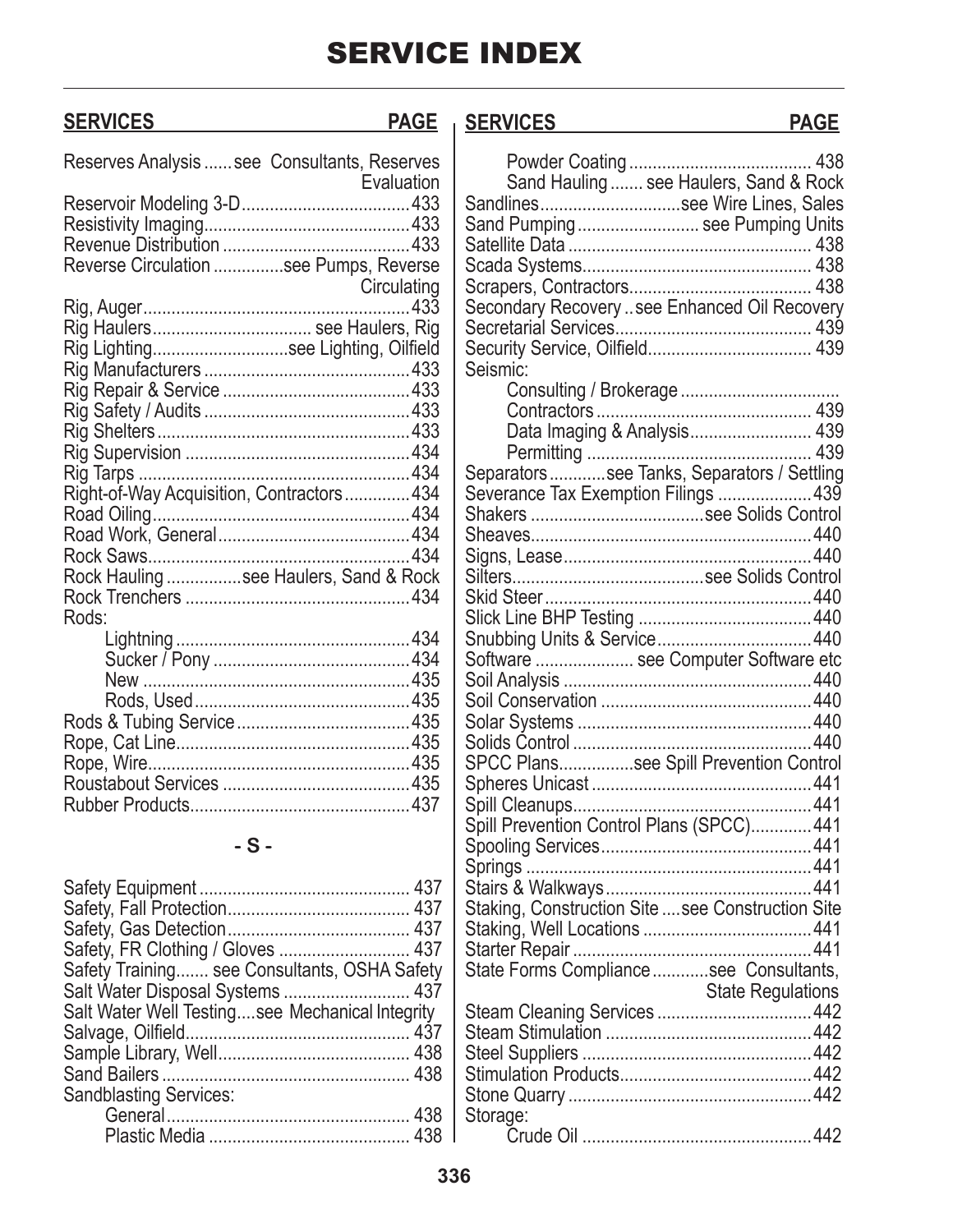# SERVICE INDEX

| SERVICES | PAGE |
|---|---|
| Reserves Analysis ...... see Consultants, Reserves Evaluation | |
| Reservoir Modeling 3-D | 433 |
| Resistivity Imaging | 433 |
| Revenue Distribution | 433 |
| Reverse Circulation ............... see Pumps, Reverse Circulating | |
| Rig, Auger | 433 |
| Rig Haulers ............................. see Haulers, Rig | |
| Rig Lighting ............................. see Lighting, Oilfield | |
| Rig Manufacturers | 433 |
| Rig Repair & Service | 433 |
| Rig Safety / Audits | 433 |
| Rig Shelters | 433 |
| Rig Supervision | 434 |
| Rig Tarps | 434 |
| Right-of-Way Acquisition, Contractors | 434 |
| Road Oiling | 434 |
| Road Work, General | 434 |
| Rock Saws | 434 |
| Rock Hauling ................ see Haulers, Sand & Rock | |
| Rock Trenchers | 434 |
| Rods: | |
| &nbsp;&nbsp;&nbsp;&nbsp;Lightning | 434 |
| &nbsp;&nbsp;&nbsp;&nbsp;Sucker / Pony | 434 |
| &nbsp;&nbsp;&nbsp;&nbsp;New | 435 |
| &nbsp;&nbsp;&nbsp;&nbsp;Rods, Used | 435 |
| Rods & Tubing Service | 435 |
| Rope, Cat Line | 435 |
| Rope, Wire | 435 |
| Roustabout Services | 435 |
| Rubber Products | 437 |

## - S -

| SERVICES | PAGE |
|---|---|
| Safety Equipment | 437 |
| Safety, Fall Protection | 437 |
| Safety, Gas Detection | 437 |
| Safety, FR Clothing / Gloves | 437 |
| Safety Training....... see Consultants, OSHA Safety | |
| Salt Water Disposal Systems | 437 |
| Salt Water Well Testing.... see Mechanical Integrity | |
| Salvage, Oilfield | 437 |
| Sample Library, Well | 438 |
| Sand Bailers | 438 |
| Sandblasting Services: | |
| &nbsp;&nbsp;&nbsp;&nbsp;General | 438 |
| &nbsp;&nbsp;&nbsp;&nbsp;Plastic Media | 438 |
| &nbsp;&nbsp;&nbsp;&nbsp;Powder Coating | 438 |
| &nbsp;&nbsp;&nbsp;&nbsp;Sand Hauling ....... see Haulers, Sand & Rock | |
| Sandlines ............................. see Wire Lines, Sales | |
| Sand Pumping ......................... see Pumping Units | |
| Satellite Data | 438 |
| Scada Systems | 438 |
| Scrapers, Contractors | 438 |
| Secondary Recovery .. see Enhanced Oil Recovery | |
| Secretarial Services | 439 |
| Security Service, Oilfield | 439 |
| Seismic: | |
| &nbsp;&nbsp;&nbsp;&nbsp;Consulting / Brokerage | |
| &nbsp;&nbsp;&nbsp;&nbsp;Contractors | 439 |
| &nbsp;&nbsp;&nbsp;&nbsp;Data Imaging & Analysis | 439 |
| &nbsp;&nbsp;&nbsp;&nbsp;Permitting | 439 |
| Separators ............ see Tanks, Separators / Settling | |
| Severance Tax Exemption Filings | 439 |
| Shakers .................................... see Solids Control | |
| Sheaves | 440 |
| Signs, Lease | 440 |
| Silters ........................................ see Solids Control | |
| Skid Steer | 440 |
| Slick Line BHP Testing | 440 |
| Snubbing Units & Service | 440 |
| Software ..................... see Computer Software etc | |
| Soil Analysis | 440 |
| Soil Conservation | 440 |
| Solar Systems | 440 |
| Solids Control | 440 |
| SPCC Plans................ see Spill Prevention Control | |
| Spheres Unicast | 441 |
| Spill Cleanups | 441 |
| Spill Prevention Control Plans (SPCC) | 441 |
| Spooling Services | 441 |
| Springs | 441 |
| Stairs & Walkways | 441 |
| Staking, Construction Site .... see Construction Site | |
| Staking, Well Locations | 441 |
| Starter Repair | 441 |
| State Forms Compliance ............ see Consultants, State Regulations | |
| Steam Cleaning Services | 442 |
| Steam Stimulation | 442 |
| Steel Suppliers | 442 |
| Stimulation Products | 442 |
| Stone Quarry | 442 |
| Storage: | |
| &nbsp;&nbsp;&nbsp;&nbsp;Crude Oil | 442 |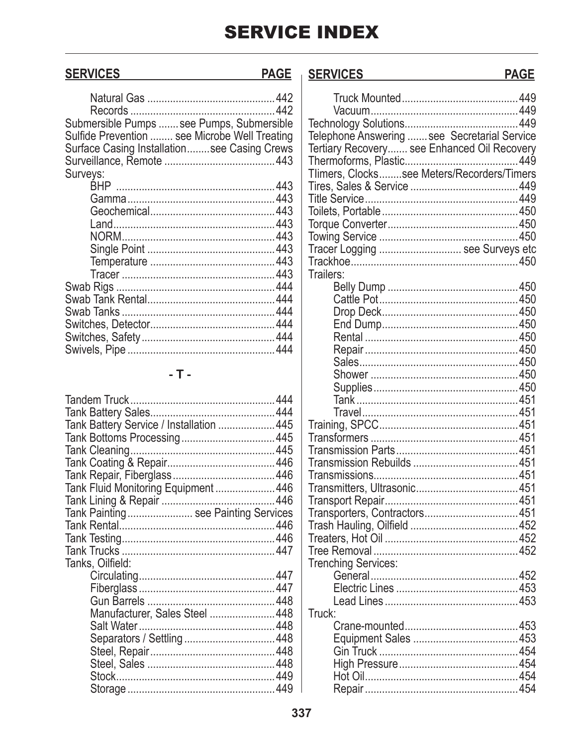# SERVICE INDEX

| SERVICES | PAGE |
|---|---|
| Natural Gas | 442 |
| Records | 442 |
| Submersible Pumps | see Pumps, Submersible |
| Sulfide Prevention | see Microbe Well Treating |
| Surface Casing Installation | see Casing Crews |
| Surveillance, Remote | 443 |
| Surveys: | |
| BHP | 443 |
| Gamma | 443 |
| Geochemical | 443 |
| Land | 443 |
| NORM | 443 |
| Single Point | 443 |
| Temperature | 443 |
| Tracer | 443 |
| Swab Rigs | 444 |
| Swab Tank Rental | 444 |
| Swab Tanks | 444 |
| Switches, Detector | 444 |
| Switches, Safety | 444 |
| Swivels, Pipe | 444 |

## - T -

| SERVICES | PAGE |
|---|---|
| Tandem Truck | 444 |
| Tank Battery Sales | 444 |
| Tank Battery Service / Installation | 445 |
| Tank Bottoms Processing | 445 |
| Tank Cleaning | 445 |
| Tank Coating & Repair | 446 |
| Tank Repair, Fiberglass | 446 |
| Tank Fluid Monitoring Equipment | 446 |
| Tank Lining & Repair | 446 |
| Tank Painting | see Painting Services |
| Tank Rental | 446 |
| Tank Testing | 446 |
| Tank Trucks | 447 |
| Tanks, Oilfield: | |
| Circulating | 447 |
| Fiberglass | 447 |
| Gun Barrels | 448 |
| Manufacturer, Sales Steel | 448 |
| Salt Water | 448 |
| Separators / Settling | 448 |
| Steel, Repair | 448 |
| Steel, Sales | 448 |
| Stock | 449 |
| Storage | 449 |
| Truck Mounted | 449 |
| Vacuum | 449 |
| Technology Solutions | 449 |
| Telephone Answering | see Secretarial Service |
| Tertiary Recovery | see Enhanced Oil Recovery |
| Thermoforms, Plastic | 449 |
| TImers, Clocks | see Meters/Recorders/Timers |
| Tires, Sales & Service | 449 |
| Title Service | 449 |
| Toilets, Portable | 450 |
| Torque Converter | 450 |
| Towing Service | 450 |
| Tracer Logging | see Surveys etc |
| Trackhoe | 450 |
| Trailers: | |
| Belly Dump | 450 |
| Cattle Pot | 450 |
| Drop Deck | 450 |
| End Dump | 450 |
| Rental | 450 |
| Repair | 450 |
| Sales | 450 |
| Shower | 450 |
| Supplies | 450 |
| Tank | 451 |
| Travel | 451 |
| Training, SPCC | 451 |
| Transformers | 451 |
| Transmission Parts | 451 |
| Transmission Rebuilds | 451 |
| Transmissions | 451 |
| Transmitters, Ultrasonic | 451 |
| Transport Repair | 451 |
| Transporters, Contractors | 451 |
| Trash Hauling, Oilfield | 452 |
| Treaters, Hot Oil | 452 |
| Tree Removal | 452 |
| Trenching Services: | |
| General | 452 |
| Electric Lines | 453 |
| Lead Lines | 453 |
| Truck: | |
| Crane-mounted | 453 |
| Equipment Sales | 453 |
| Gin Truck | 454 |
| High Pressure | 454 |
| Hot Oil | 454 |
| Repair | 454 |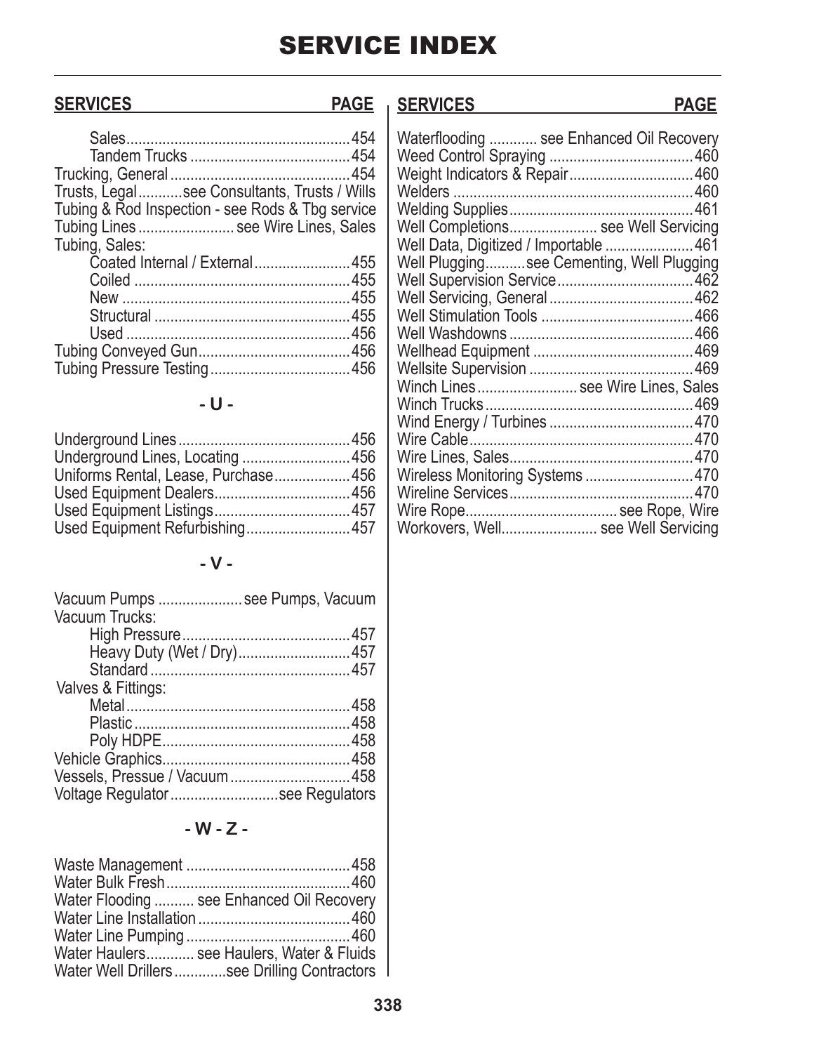# SERVICE INDEX

| SERVICES | PAGE |
|---|---|
| Sales | 454 |
| Tandem Trucks | 454 |
| Trucking, General | 454 |
| Trusts, Legal | see Consultants, Trusts / Wills |
| Tubing & Rod Inspection - see Rods & Tbg service | |
| Tubing Lines | see Wire Lines, Sales |
| Tubing, Sales: | |
| Coated Internal / External | 455 |
| Coiled | 455 |
| New | 455 |
| Structural | 455 |
| Used | 456 |
| Tubing Conveyed Gun | 456 |
| Tubing Pressure Testing | 456 |

## - U -

| SERVICES | PAGE |
|---|---|
| Underground Lines | 456 |
| Underground Lines, Locating | 456 |
| Uniforms Rental, Lease, Purchase | 456 |
| Used Equipment Dealers | 456 |
| Used Equipment Listings | 457 |
| Used Equipment Refurbishing | 457 |

## - V -

| SERVICES | PAGE |
|---|---|
| Vacuum Pumps | see Pumps, Vacuum |
| Vacuum Trucks: | |
| High Pressure | 457 |
| Heavy Duty (Wet / Dry) | 457 |
| Standard | 457 |
| Valves & Fittings: | |
| Metal | 458 |
| Plastic | 458 |
| Poly HDPE | 458 |
| Vehicle Graphics | 458 |
| Vessels, Pressue / Vacuum | 458 |
| Voltage Regulator | see Regulators |

## - W - Z -

| SERVICES | PAGE |
|---|---|
| Waste Management | 458 |
| Water Bulk Fresh | 460 |
| Water Flooding | see Enhanced Oil Recovery |
| Water Line Installation | 460 |
| Water Line Pumping | 460 |
| Water Haulers | see Haulers, Water & Fluids |
| Water Well Drillers | see Drilling Contractors |
| Waterflooding | see Enhanced Oil Recovery |
| Weed Control Spraying | 460 |
| Weight Indicators & Repair | 460 |
| Welders | 460 |
| Welding Supplies | 461 |
| Well Completions | see Well Servicing |
| Well Data, Digitized / Importable | 461 |
| Well Plugging | see Cementing, Well Plugging |
| Well Supervision Service | 462 |
| Well Servicing, General | 462 |
| Well Stimulation Tools | 466 |
| Well Washdowns | 466 |
| Wellhead Equipment | 469 |
| Wellsite Supervision | 469 |
| Winch Lines | see Wire Lines, Sales |
| Winch Trucks | 469 |
| Wind Energy / Turbines | 470 |
| Wire Cable | 470 |
| Wire Lines, Sales | 470 |
| Wireless Monitoring Systems | 470 |
| Wireline Services | 470 |
| Wire Rope | see Rope, Wire |
| Workovers, Well | see Well Servicing |